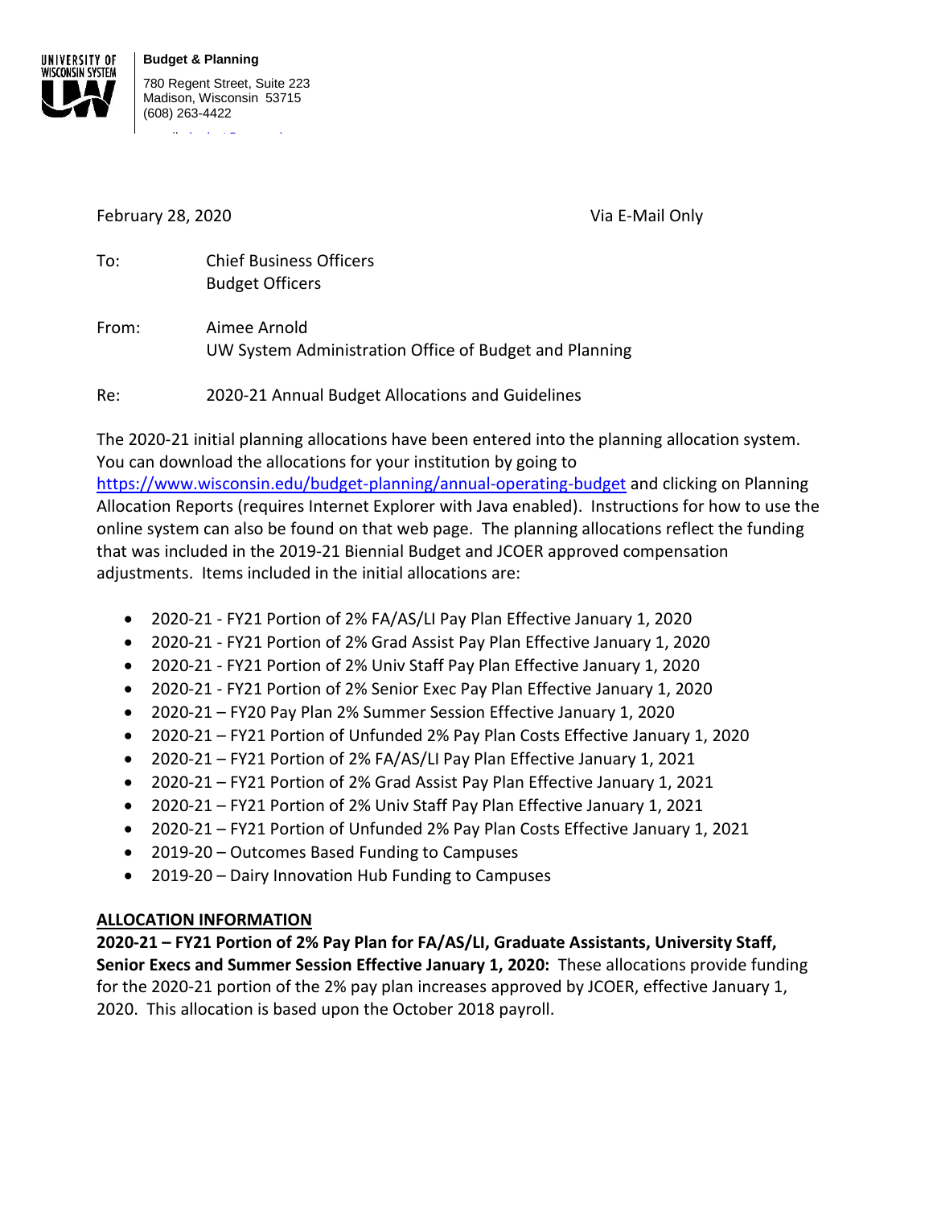**Budget & Planning**

780 Regent Street, Suite 223
Madison, Wisconsin 53715
(608) 263-4422

February 28, 2020 Via E-Mail Only

To: Chief Business Officers
Budget Officers

From: Aimee Arnold
UW System Administration Office of Budget and Planning

Re: 2020-21 Annual Budget Allocations and Guidelines

The 2020-21 initial planning allocations have been entered into the planning allocation system. You can download the allocations for your institution by going to https://www.wisconsin.edu/budget-planning/annual-operating-budget and clicking on Planning Allocation Reports (requires Internet Explorer with Java enabled). Instructions for how to use the online system can also be found on that web page. The planning allocations reflect the funding that was included in the 2019-21 Biennial Budget and JCOER approved compensation adjustments. Items included in the initial allocations are:

- 2020-21 - FY21 Portion of 2% FA/AS/LI Pay Plan Effective January 1, 2020
- 2020-21 - FY21 Portion of 2% Grad Assist Pay Plan Effective January 1, 2020
- 2020-21 - FY21 Portion of 2% Univ Staff Pay Plan Effective January 1, 2020
- 2020-21 - FY21 Portion of 2% Senior Exec Pay Plan Effective January 1, 2020
- 2020-21 – FY20 Pay Plan 2% Summer Session Effective January 1, 2020
- 2020-21 – FY21 Portion of Unfunded 2% Pay Plan Costs Effective January 1, 2020
- 2020-21 – FY21 Portion of 2% FA/AS/LI Pay Plan Effective January 1, 2021
- 2020-21 – FY21 Portion of 2% Grad Assist Pay Plan Effective January 1, 2021
- 2020-21 – FY21 Portion of 2% Univ Staff Pay Plan Effective January 1, 2021
- 2020-21 – FY21 Portion of Unfunded 2% Pay Plan Costs Effective January 1, 2021
- 2019-20 – Outcomes Based Funding to Campuses
- 2019-20 – Dairy Innovation Hub Funding to Campuses

**ALLOCATION INFORMATION**

**2020-21 – FY21 Portion of 2% Pay Plan for FA/AS/LI, Graduate Assistants, University Staff, Senior Execs and Summer Session Effective January 1, 2020:** These allocations provide funding for the 2020-21 portion of the 2% pay plan increases approved by JCOER, effective January 1, 2020. This allocation is based upon the October 2018 payroll.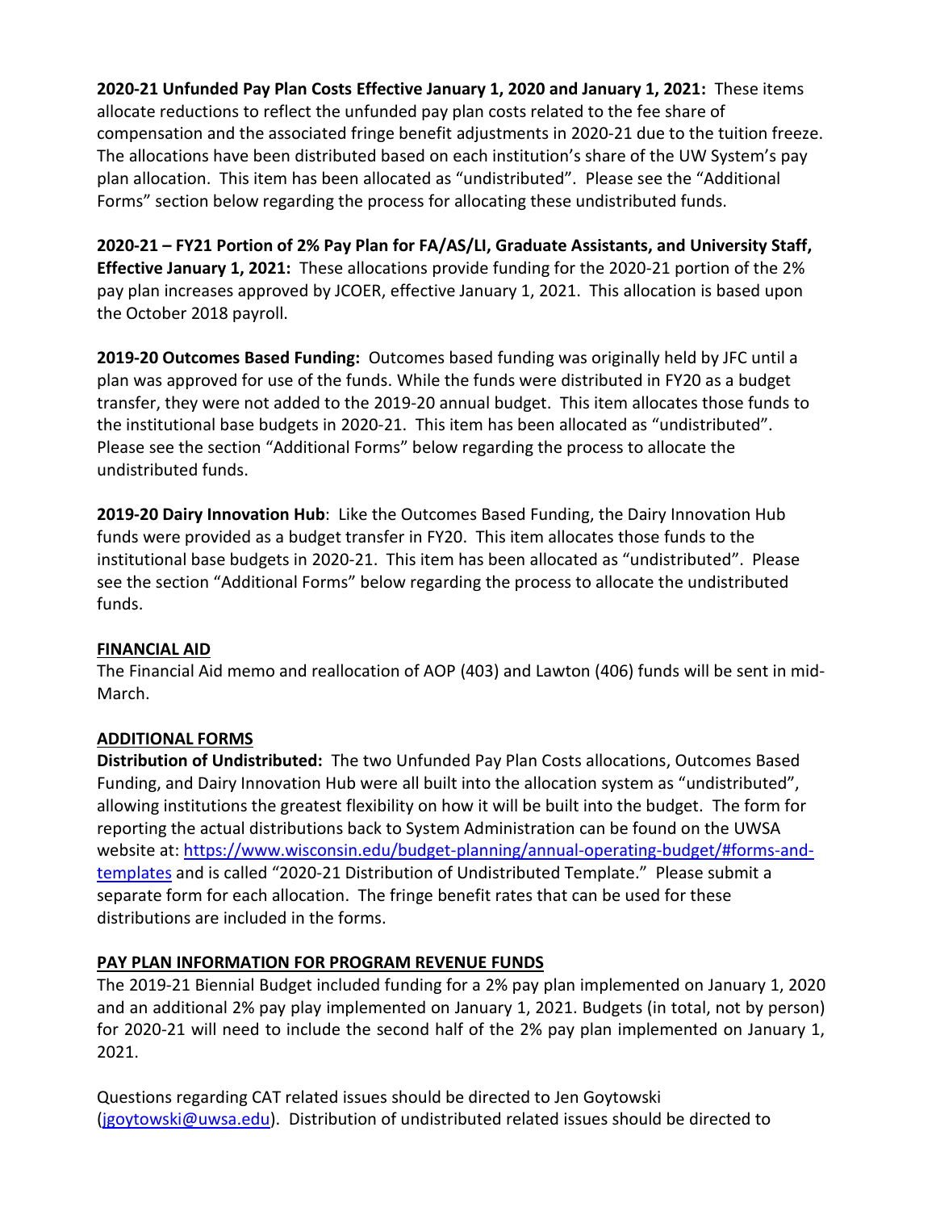**2020-21 Unfunded Pay Plan Costs Effective January 1, 2020 and January 1, 2021:** These items allocate reductions to reflect the unfunded pay plan costs related to the fee share of compensation and the associated fringe benefit adjustments in 2020-21 due to the tuition freeze. The allocations have been distributed based on each institution's share of the UW System's pay plan allocation. This item has been allocated as "undistributed". Please see the "Additional Forms" section below regarding the process for allocating these undistributed funds.

**2020-21 – FY21 Portion of 2% Pay Plan for FA/AS/LI, Graduate Assistants, and University Staff, Effective January 1, 2021:** These allocations provide funding for the 2020-21 portion of the 2% pay plan increases approved by JCOER, effective January 1, 2021. This allocation is based upon the October 2018 payroll.

**2019-20 Outcomes Based Funding:** Outcomes based funding was originally held by JFC until a plan was approved for use of the funds. While the funds were distributed in FY20 as a budget transfer, they were not added to the 2019-20 annual budget. This item allocates those funds to the institutional base budgets in 2020-21. This item has been allocated as "undistributed". Please see the section "Additional Forms" below regarding the process to allocate the undistributed funds.

**2019-20 Dairy Innovation Hub**: Like the Outcomes Based Funding, the Dairy Innovation Hub funds were provided as a budget transfer in FY20. This item allocates those funds to the institutional base budgets in 2020-21. This item has been allocated as "undistributed". Please see the section "Additional Forms" below regarding the process to allocate the undistributed funds.

**FINANCIAL AID**

The Financial Aid memo and reallocation of AOP (403) and Lawton (406) funds will be sent in mid-March.

**ADDITIONAL FORMS**

**Distribution of Undistributed:** The two Unfunded Pay Plan Costs allocations, Outcomes Based Funding, and Dairy Innovation Hub were all built into the allocation system as "undistributed", allowing institutions the greatest flexibility on how it will be built into the budget. The form for reporting the actual distributions back to System Administration can be found on the UWSA website at: https://www.wisconsin.edu/budget-planning/annual-operating-budget/#forms-and-templates and is called "2020-21 Distribution of Undistributed Template." Please submit a separate form for each allocation. The fringe benefit rates that can be used for these distributions are included in the forms.

**PAY PLAN INFORMATION FOR PROGRAM REVENUE FUNDS**

The 2019-21 Biennial Budget included funding for a 2% pay plan implemented on January 1, 2020 and an additional 2% pay play implemented on January 1, 2021. Budgets (in total, not by person) for 2020-21 will need to include the second half of the 2% pay plan implemented on January 1, 2021.

Questions regarding CAT related issues should be directed to Jen Goytowski (jgoytowski@uwsa.edu). Distribution of undistributed related issues should be directed to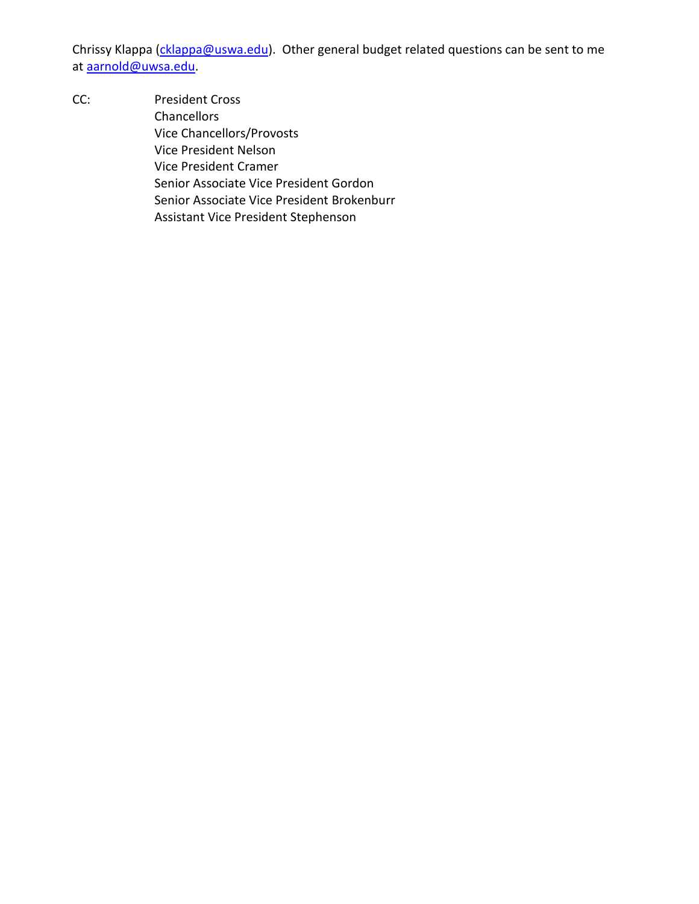Chrissy Klappa (cklappa@uswa.edu). Other general budget related questions can be sent to me at aarnold@uwsa.edu.

CC: President Cross
Chancellors
Vice Chancellors/Provosts
Vice President Nelson
Vice President Cramer
Senior Associate Vice President Gordon
Senior Associate Vice President Brokenburr
Assistant Vice President Stephenson